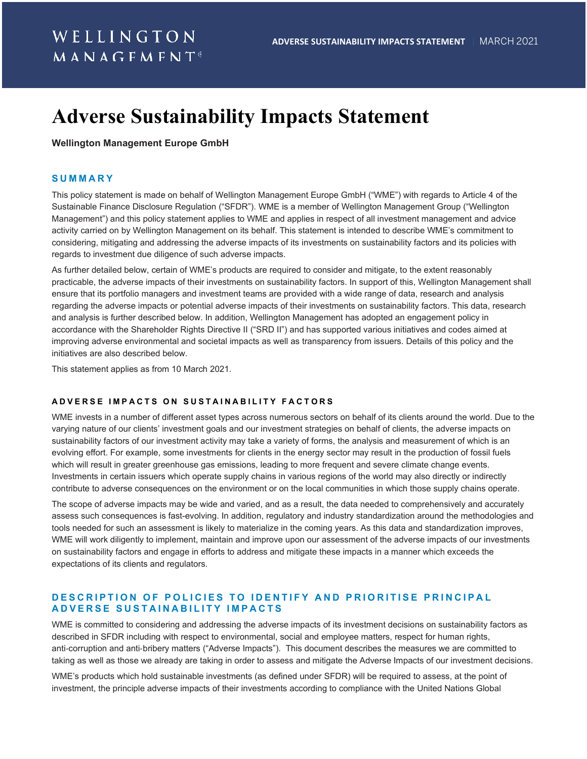# Adverse Sustainability Impacts Statement

**Wellington Management Europe GmbH**

## SUMMARY

This policy statement is made on behalf of Wellington Management Europe GmbH ("WME") with regards to Article 4 of the Sustainable Finance Disclosure Regulation ("SFDR"). WME is a member of Wellington Management Group ("Wellington Management") and this policy statement applies to WME and applies in respect of all investment management and advice activity carried on by Wellington Management on its behalf. This statement is intended to describe WME's commitment to considering, mitigating and addressing the adverse impacts of its investments on sustainability factors and its policies with regards to investment due diligence of such adverse impacts.

As further detailed below, certain of WME's products are required to consider and mitigate, to the extent reasonably practicable, the adverse impacts of their investments on sustainability factors. In support of this, Wellington Management shall ensure that its portfolio managers and investment teams are provided with a wide range of data, research and analysis regarding the adverse impacts or potential adverse impacts of their investments on sustainability factors. This data, research and analysis is further described below. In addition, Wellington Management has adopted an engagement policy in accordance with the Shareholder Rights Directive II ("SRD II") and has supported various initiatives and codes aimed at improving adverse environmental and societal impacts as well as transparency from issuers. Details of this policy and the initiatives are also described below.

This statement applies as from 10 March 2021.

### ADVERSE IMPACTS ON SUSTAINABILITY FACTORS

WME invests in a number of different asset types across numerous sectors on behalf of its clients around the world. Due to the varying nature of our clients' investment goals and our investment strategies on behalf of clients, the adverse impacts on sustainability factors of our investment activity may take a variety of forms, the analysis and measurement of which is an evolving effort. For example, some investments for clients in the energy sector may result in the production of fossil fuels which will result in greater greenhouse gas emissions, leading to more frequent and severe climate change events. Investments in certain issuers which operate supply chains in various regions of the world may also directly or indirectly contribute to adverse consequences on the environment or on the local communities in which those supply chains operate.

The scope of adverse impacts may be wide and varied, and as a result, the data needed to comprehensively and accurately assess such consequences is fast-evolving. In addition, regulatory and industry standardization around the methodologies and tools needed for such an assessment is likely to materialize in the coming years. As this data and standardization improves, WME will work diligently to implement, maintain and improve upon our assessment of the adverse impacts of our investments on sustainability factors and engage in efforts to address and mitigate these impacts in a manner which exceeds the expectations of its clients and regulators.

## DESCRIPTION OF POLICIES TO IDENTIFY AND PRIORITISE PRINCIPAL ADVERSE SUSTAINABILITY IMPACTS

WME is committed to considering and addressing the adverse impacts of its investment decisions on sustainability factors as described in SFDR including with respect to environmental, social and employee matters, respect for human rights, anti-corruption and anti-bribery matters ("Adverse Impacts"). This document describes the measures we are committed to taking as well as those we already are taking in order to assess and mitigate the Adverse Impacts of our investment decisions.

WME's products which hold sustainable investments (as defined under SFDR) will be required to assess, at the point of investment, the principle adverse impacts of their investments according to compliance with the United Nations Global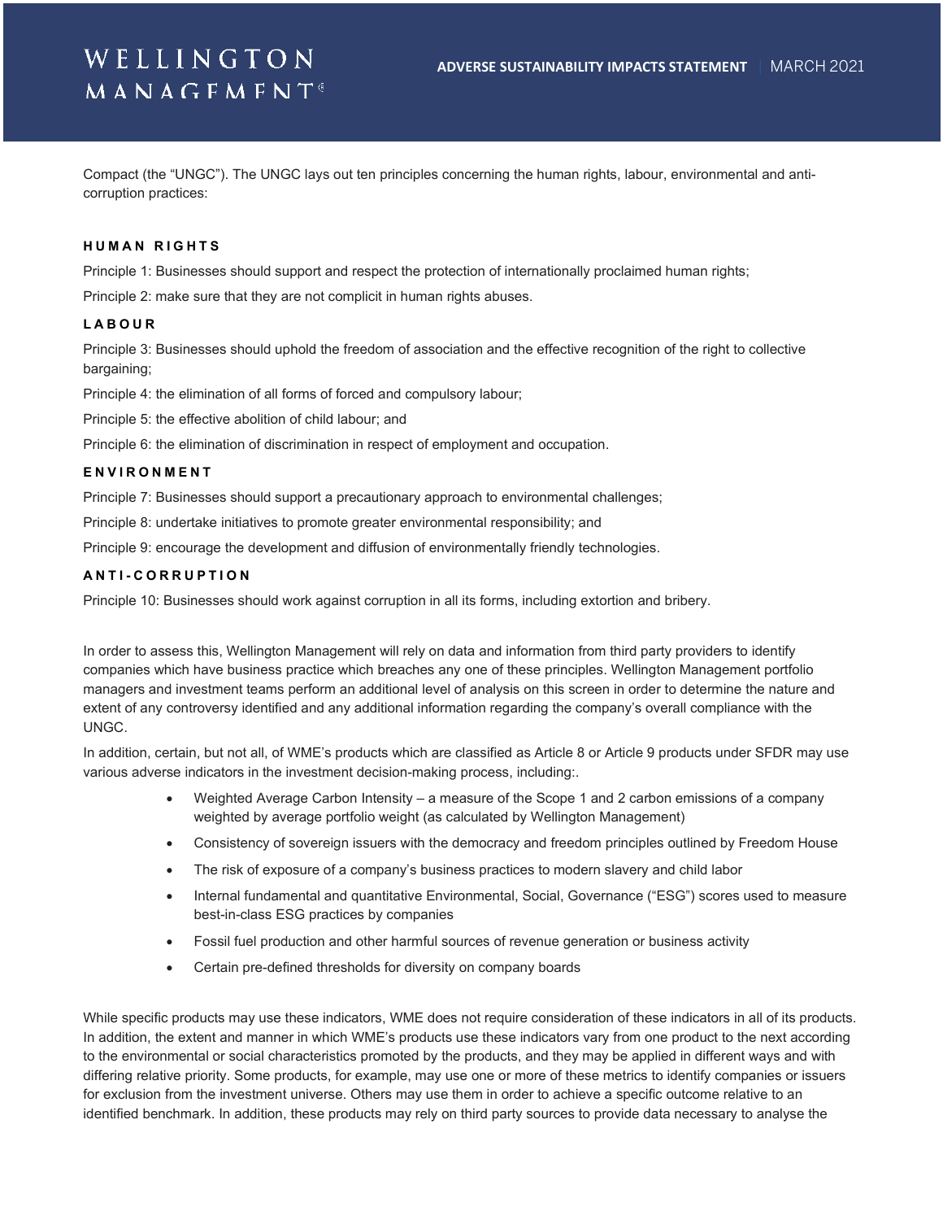Compact (the "UNGC"). The UNGC lays out ten principles concerning the human rights, labour, environmental and anti-corruption practices:

#### HUMAN RIGHTS

Principle 1: Businesses should support and respect the protection of internationally proclaimed human rights;

Principle 2: make sure that they are not complicit in human rights abuses.

#### LABOUR

Principle 3: Businesses should uphold the freedom of association and the effective recognition of the right to collective bargaining;

Principle 4: the elimination of all forms of forced and compulsory labour;

Principle 5: the effective abolition of child labour; and

Principle 6: the elimination of discrimination in respect of employment and occupation.

#### ENVIRONMENT

Principle 7: Businesses should support a precautionary approach to environmental challenges;

Principle 8: undertake initiatives to promote greater environmental responsibility; and

Principle 9: encourage the development and diffusion of environmentally friendly technologies.

#### ANTI-CORRUPTION

Principle 10: Businesses should work against corruption in all its forms, including extortion and bribery.

In order to assess this, Wellington Management will rely on data and information from third party providers to identify companies which have business practice which breaches any one of these principles. Wellington Management portfolio managers and investment teams perform an additional level of analysis on this screen in order to determine the nature and extent of any controversy identified and any additional information regarding the company's overall compliance with the UNGC.

In addition, certain, but not all, of WME's products which are classified as Article 8 or Article 9 products under SFDR may use various adverse indicators in the investment decision-making process, including:.

- Weighted Average Carbon Intensity – a measure of the Scope 1 and 2 carbon emissions of a company weighted by average portfolio weight (as calculated by Wellington Management)
- Consistency of sovereign issuers with the democracy and freedom principles outlined by Freedom House
- The risk of exposure of a company's business practices to modern slavery and child labor
- Internal fundamental and quantitative Environmental, Social, Governance ("ESG") scores used to measure best-in-class ESG practices by companies
- Fossil fuel production and other harmful sources of revenue generation or business activity
- Certain pre-defined thresholds for diversity on company boards

While specific products may use these indicators, WME does not require consideration of these indicators in all of its products. In addition, the extent and manner in which WME's products use these indicators vary from one product to the next according to the environmental or social characteristics promoted by the products, and they may be applied in different ways and with differing relative priority. Some products, for example, may use one or more of these metrics to identify companies or issuers for exclusion from the investment universe. Others may use them in order to achieve a specific outcome relative to an identified benchmark. In addition, these products may rely on third party sources to provide data necessary to analyse the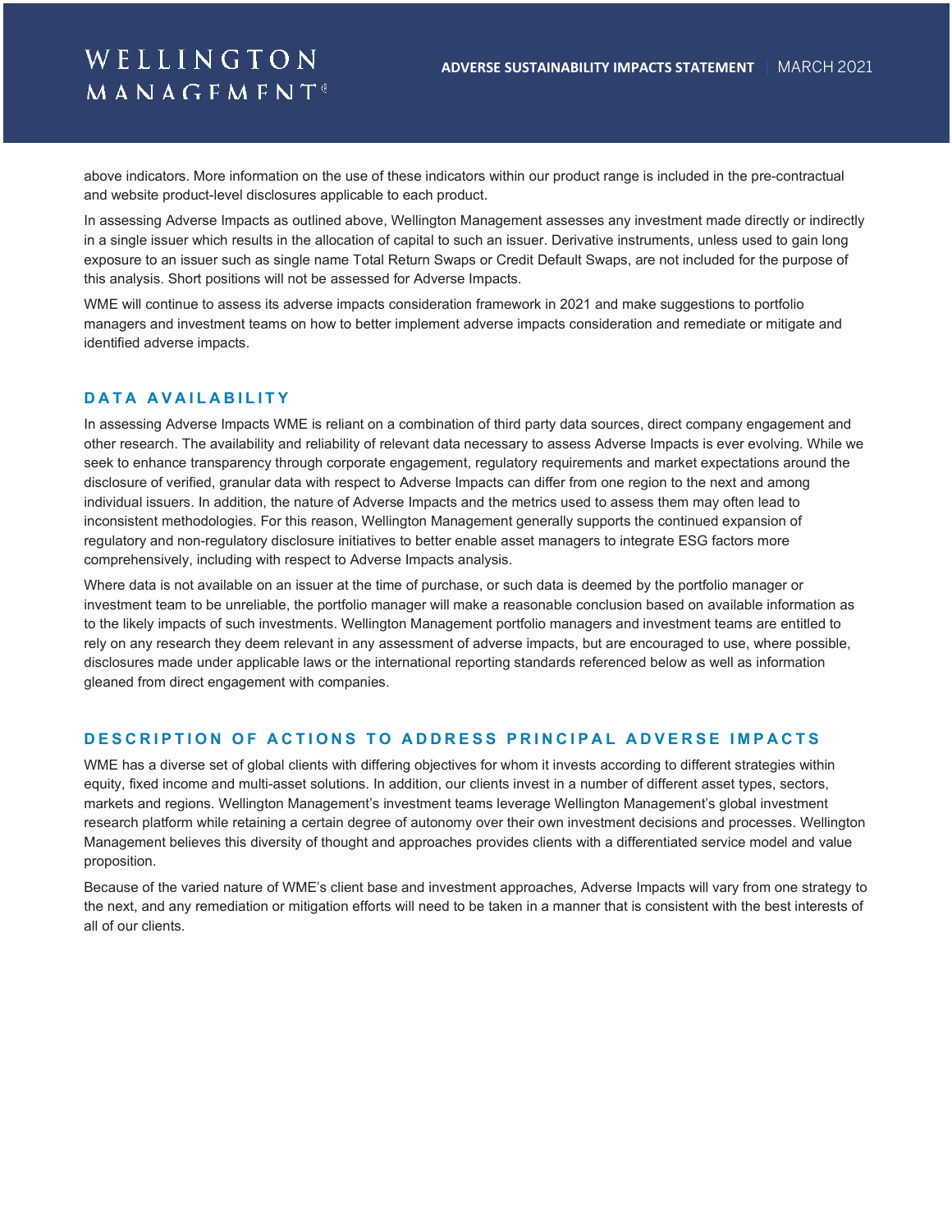above indicators. More information on the use of these indicators within our product range is included in the pre-contractual and website product-level disclosures applicable to each product.

In assessing Adverse Impacts as outlined above, Wellington Management assesses any investment made directly or indirectly in a single issuer which results in the allocation of capital to such an issuer. Derivative instruments, unless used to gain long exposure to an issuer such as single name Total Return Swaps or Credit Default Swaps, are not included for the purpose of this analysis. Short positions will not be assessed for Adverse Impacts.

WME will continue to assess its adverse impacts consideration framework in 2021 and make suggestions to portfolio managers and investment teams on how to better implement adverse impacts consideration and remediate or mitigate and identified adverse impacts.

## DATA AVAILABILITY

In assessing Adverse Impacts WME is reliant on a combination of third party data sources, direct company engagement and other research. The availability and reliability of relevant data necessary to assess Adverse Impacts is ever evolving. While we seek to enhance transparency through corporate engagement, regulatory requirements and market expectations around the disclosure of verified, granular data with respect to Adverse Impacts can differ from one region to the next and among individual issuers. In addition, the nature of Adverse Impacts and the metrics used to assess them may often lead to inconsistent methodologies. For this reason, Wellington Management generally supports the continued expansion of regulatory and non-regulatory disclosure initiatives to better enable asset managers to integrate ESG factors more comprehensively, including with respect to Adverse Impacts analysis.

Where data is not available on an issuer at the time of purchase, or such data is deemed by the portfolio manager or investment team to be unreliable, the portfolio manager will make a reasonable conclusion based on available information as to the likely impacts of such investments. Wellington Management portfolio managers and investment teams are entitled to rely on any research they deem relevant in any assessment of adverse impacts, but are encouraged to use, where possible, disclosures made under applicable laws or the international reporting standards referenced below as well as information gleaned from direct engagement with companies.

## DESCRIPTION OF ACTIONS TO ADDRESS PRINCIPAL ADVERSE IMPACTS

WME has a diverse set of global clients with differing objectives for whom it invests according to different strategies within equity, fixed income and multi-asset solutions. In addition, our clients invest in a number of different asset types, sectors, markets and regions. Wellington Management's investment teams leverage Wellington Management's global investment research platform while retaining a certain degree of autonomy over their own investment decisions and processes. Wellington Management believes this diversity of thought and approaches provides clients with a differentiated service model and value proposition.

Because of the varied nature of WME's client base and investment approaches, Adverse Impacts will vary from one strategy to the next, and any remediation or mitigation efforts will need to be taken in a manner that is consistent with the best interests of all of our clients.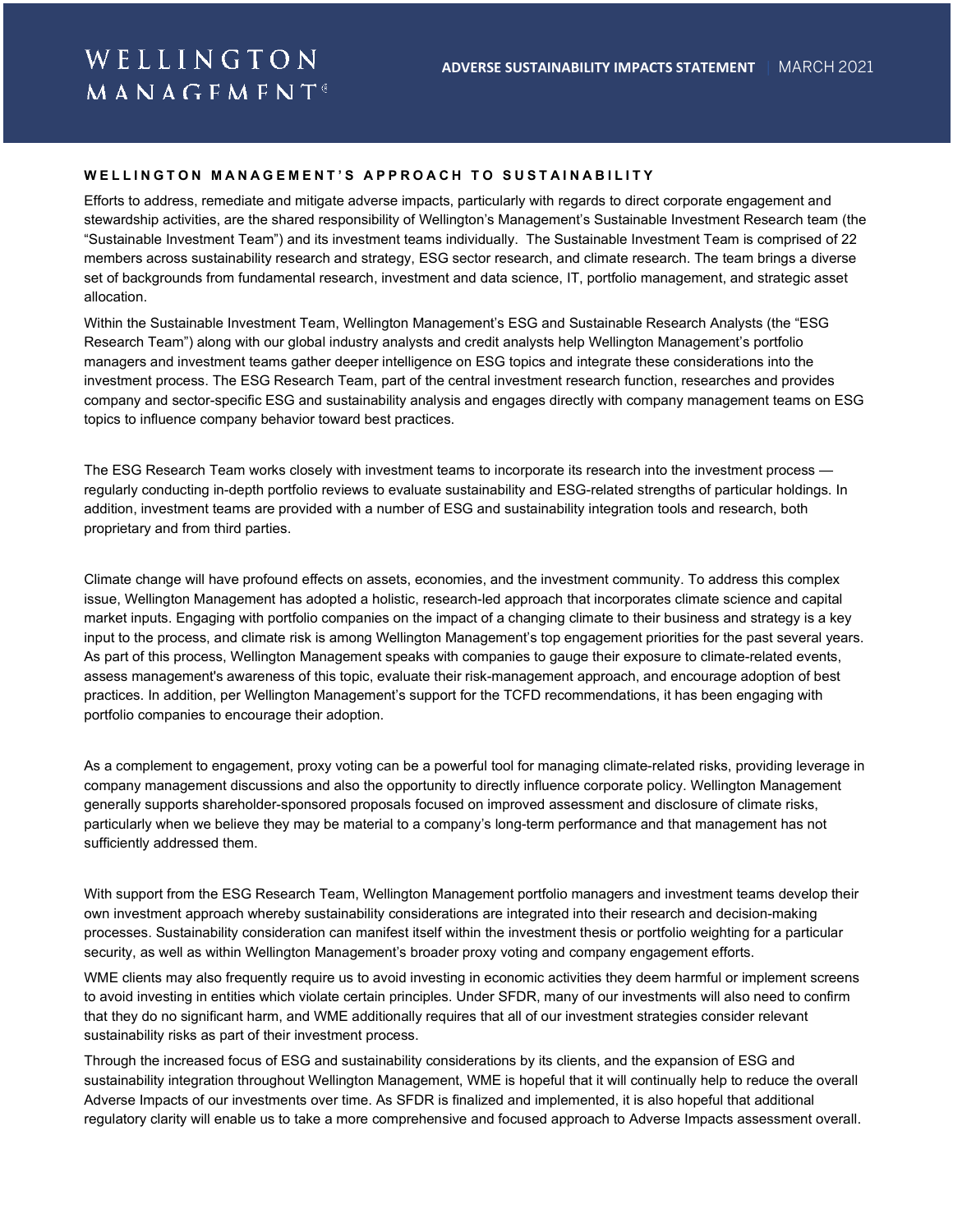## WELLINGTON MANAGEMENT'S APPROACH TO SUSTAINABILITY

Efforts to address, remediate and mitigate adverse impacts, particularly with regards to direct corporate engagement and stewardship activities, are the shared responsibility of Wellington's Management's Sustainable Investment Research team (the "Sustainable Investment Team") and its investment teams individually. The Sustainable Investment Team is comprised of 22 members across sustainability research and strategy, ESG sector research, and climate research. The team brings a diverse set of backgrounds from fundamental research, investment and data science, IT, portfolio management, and strategic asset allocation.

Within the Sustainable Investment Team, Wellington Management's ESG and Sustainable Research Analysts (the "ESG Research Team") along with our global industry analysts and credit analysts help Wellington Management's portfolio managers and investment teams gather deeper intelligence on ESG topics and integrate these considerations into the investment process. The ESG Research Team, part of the central investment research function, researches and provides company and sector-specific ESG and sustainability analysis and engages directly with company management teams on ESG topics to influence company behavior toward best practices.

The ESG Research Team works closely with investment teams to incorporate its research into the investment process — regularly conducting in-depth portfolio reviews to evaluate sustainability and ESG-related strengths of particular holdings. In addition, investment teams are provided with a number of ESG and sustainability integration tools and research, both proprietary and from third parties.

Climate change will have profound effects on assets, economies, and the investment community. To address this complex issue, Wellington Management has adopted a holistic, research-led approach that incorporates climate science and capital market inputs. Engaging with portfolio companies on the impact of a changing climate to their business and strategy is a key input to the process, and climate risk is among Wellington Management's top engagement priorities for the past several years. As part of this process, Wellington Management speaks with companies to gauge their exposure to climate-related events, assess management's awareness of this topic, evaluate their risk-management approach, and encourage adoption of best practices. In addition, per Wellington Management's support for the TCFD recommendations, it has been engaging with portfolio companies to encourage their adoption.

As a complement to engagement, proxy voting can be a powerful tool for managing climate-related risks, providing leverage in company management discussions and also the opportunity to directly influence corporate policy. Wellington Management generally supports shareholder-sponsored proposals focused on improved assessment and disclosure of climate risks, particularly when we believe they may be material to a company's long-term performance and that management has not sufficiently addressed them.

With support from the ESG Research Team, Wellington Management portfolio managers and investment teams develop their own investment approach whereby sustainability considerations are integrated into their research and decision-making processes. Sustainability consideration can manifest itself within the investment thesis or portfolio weighting for a particular security, as well as within Wellington Management's broader proxy voting and company engagement efforts.

WME clients may also frequently require us to avoid investing in economic activities they deem harmful or implement screens to avoid investing in entities which violate certain principles. Under SFDR, many of our investments will also need to confirm that they do no significant harm, and WME additionally requires that all of our investment strategies consider relevant sustainability risks as part of their investment process.

Through the increased focus of ESG and sustainability considerations by its clients, and the expansion of ESG and sustainability integration throughout Wellington Management, WME is hopeful that it will continually help to reduce the overall Adverse Impacts of our investments over time. As SFDR is finalized and implemented, it is also hopeful that additional regulatory clarity will enable us to take a more comprehensive and focused approach to Adverse Impacts assessment overall.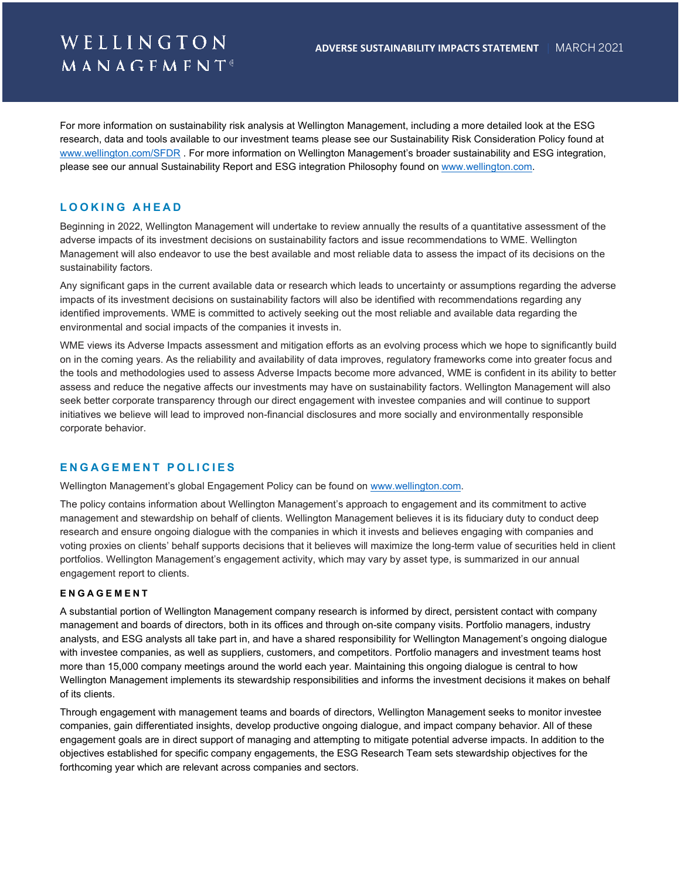For more information on sustainability risk analysis at Wellington Management, including a more detailed look at the ESG research, data and tools available to our investment teams please see our Sustainability Risk Consideration Policy found at [www.wellington.com/SFDR](www.wellington.com/SFDR) . For more information on Wellington Management's broader sustainability and ESG integration, please see our annual Sustainability Report and ESG integration Philosophy found on [www.wellington.com](www.wellington.com).

## LOOKING AHEAD

Beginning in 2022, Wellington Management will undertake to review annually the results of a quantitative assessment of the adverse impacts of its investment decisions on sustainability factors and issue recommendations to WME. Wellington Management will also endeavor to use the best available and most reliable data to assess the impact of its decisions on the sustainability factors.

Any significant gaps in the current available data or research which leads to uncertainty or assumptions regarding the adverse impacts of its investment decisions on sustainability factors will also be identified with recommendations regarding any identified improvements. WME is committed to actively seeking out the most reliable and available data regarding the environmental and social impacts of the companies it invests in.

WME views its Adverse Impacts assessment and mitigation efforts as an evolving process which we hope to significantly build on in the coming years. As the reliability and availability of data improves, regulatory frameworks come into greater focus and the tools and methodologies used to assess Adverse Impacts become more advanced, WME is confident in its ability to better assess and reduce the negative affects our investments may have on sustainability factors. Wellington Management will also seek better corporate transparency through our direct engagement with investee companies and will continue to support initiatives we believe will lead to improved non-financial disclosures and more socially and environmentally responsible corporate behavior.

## ENGAGEMENT POLICIES

Wellington Management's global Engagement Policy can be found on [www.wellington.com](www.wellington.com).

The policy contains information about Wellington Management's approach to engagement and its commitment to active management and stewardship on behalf of clients. Wellington Management believes it is its fiduciary duty to conduct deep research and ensure ongoing dialogue with the companies in which it invests and believes engaging with companies and voting proxies on clients' behalf supports decisions that it believes will maximize the long-term value of securities held in client portfolios. Wellington Management's engagement activity, which may vary by asset type, is summarized in our annual engagement report to clients.

### ENGAGEMENT

A substantial portion of Wellington Management company research is informed by direct, persistent contact with company management and boards of directors, both in its offices and through on-site company visits. Portfolio managers, industry analysts, and ESG analysts all take part in, and have a shared responsibility for Wellington Management's ongoing dialogue with investee companies, as well as suppliers, customers, and competitors. Portfolio managers and investment teams host more than 15,000 company meetings around the world each year. Maintaining this ongoing dialogue is central to how Wellington Management implements its stewardship responsibilities and informs the investment decisions it makes on behalf of its clients.

Through engagement with management teams and boards of directors, Wellington Management seeks to monitor investee companies, gain differentiated insights, develop productive ongoing dialogue, and impact company behavior. All of these engagement goals are in direct support of managing and attempting to mitigate potential adverse impacts. In addition to the objectives established for specific company engagements, the ESG Research Team sets stewardship objectives for the forthcoming year which are relevant across companies and sectors.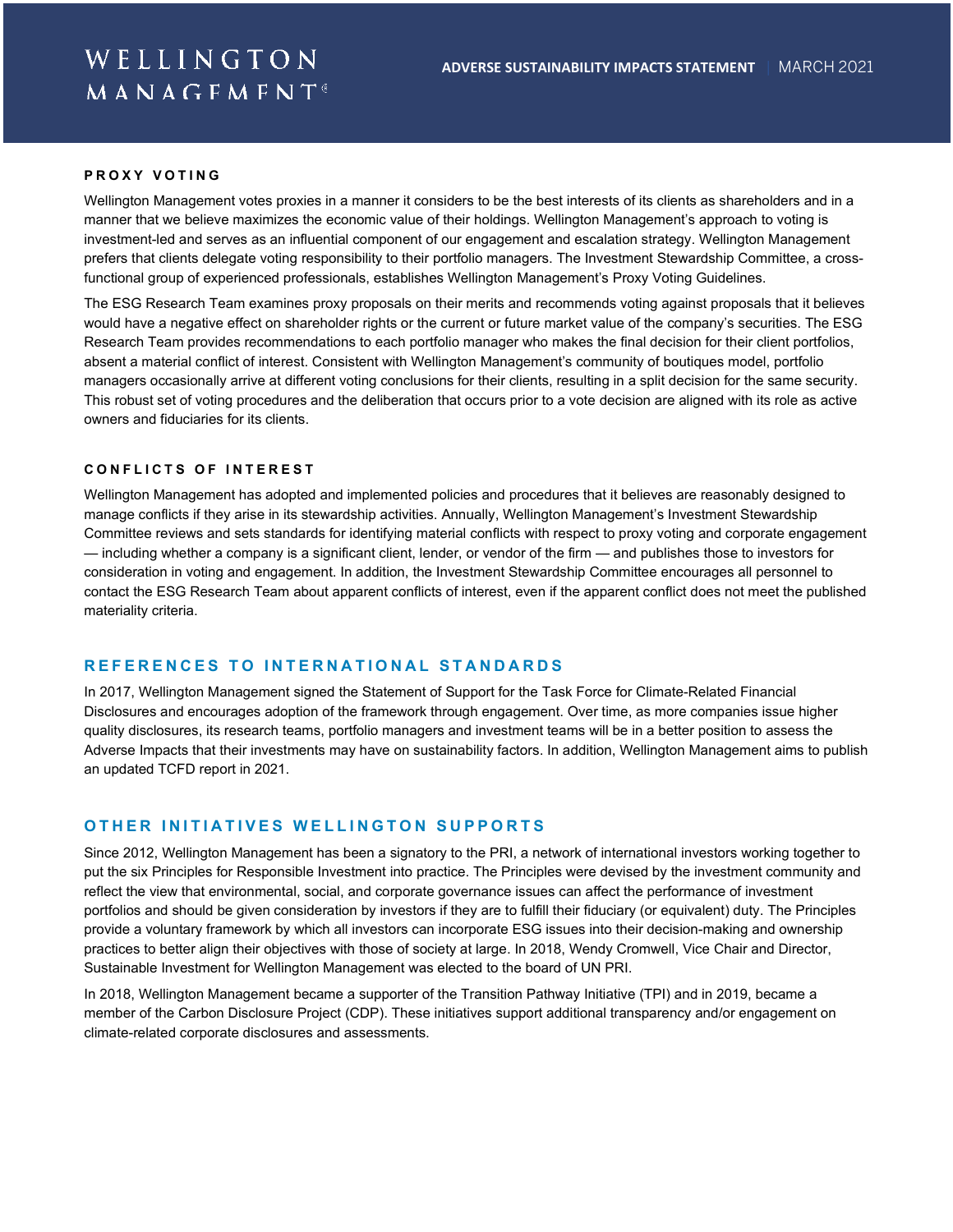## PROXY VOTING

Wellington Management votes proxies in a manner it considers to be the best interests of its clients as shareholders and in a manner that we believe maximizes the economic value of their holdings. Wellington Management's approach to voting is investment-led and serves as an influential component of our engagement and escalation strategy. Wellington Management prefers that clients delegate voting responsibility to their portfolio managers. The Investment Stewardship Committee, a cross-functional group of experienced professionals, establishes Wellington Management's Proxy Voting Guidelines.

The ESG Research Team examines proxy proposals on their merits and recommends voting against proposals that it believes would have a negative effect on shareholder rights or the current or future market value of the company's securities. The ESG Research Team provides recommendations to each portfolio manager who makes the final decision for their client portfolios, absent a material conflict of interest. Consistent with Wellington Management's community of boutiques model, portfolio managers occasionally arrive at different voting conclusions for their clients, resulting in a split decision for the same security. This robust set of voting procedures and the deliberation that occurs prior to a vote decision are aligned with its role as active owners and fiduciaries for its clients.

## CONFLICTS OF INTEREST

Wellington Management has adopted and implemented policies and procedures that it believes are reasonably designed to manage conflicts if they arise in its stewardship activities. Annually, Wellington Management's Investment Stewardship Committee reviews and sets standards for identifying material conflicts with respect to proxy voting and corporate engagement — including whether a company is a significant client, lender, or vendor of the firm — and publishes those to investors for consideration in voting and engagement. In addition, the Investment Stewardship Committee encourages all personnel to contact the ESG Research Team about apparent conflicts of interest, even if the apparent conflict does not meet the published materiality criteria.

## REFERENCES TO INTERNATIONAL STANDARDS

In 2017, Wellington Management signed the Statement of Support for the Task Force for Climate-Related Financial Disclosures and encourages adoption of the framework through engagement. Over time, as more companies issue higher quality disclosures, its research teams, portfolio managers and investment teams will be in a better position to assess the Adverse Impacts that their investments may have on sustainability factors. In addition, Wellington Management aims to publish an updated TCFD report in 2021.

## OTHER INITIATIVES WELLINGTON SUPPORTS

Since 2012, Wellington Management has been a signatory to the PRI, a network of international investors working together to put the six Principles for Responsible Investment into practice. The Principles were devised by the investment community and reflect the view that environmental, social, and corporate governance issues can affect the performance of investment portfolios and should be given consideration by investors if they are to fulfill their fiduciary (or equivalent) duty. The Principles provide a voluntary framework by which all investors can incorporate ESG issues into their decision-making and ownership practices to better align their objectives with those of society at large. In 2018, Wendy Cromwell, Vice Chair and Director, Sustainable Investment for Wellington Management was elected to the board of UN PRI.

In 2018, Wellington Management became a supporter of the Transition Pathway Initiative (TPI) and in 2019, became a member of the Carbon Disclosure Project (CDP). These initiatives support additional transparency and/or engagement on climate-related corporate disclosures and assessments.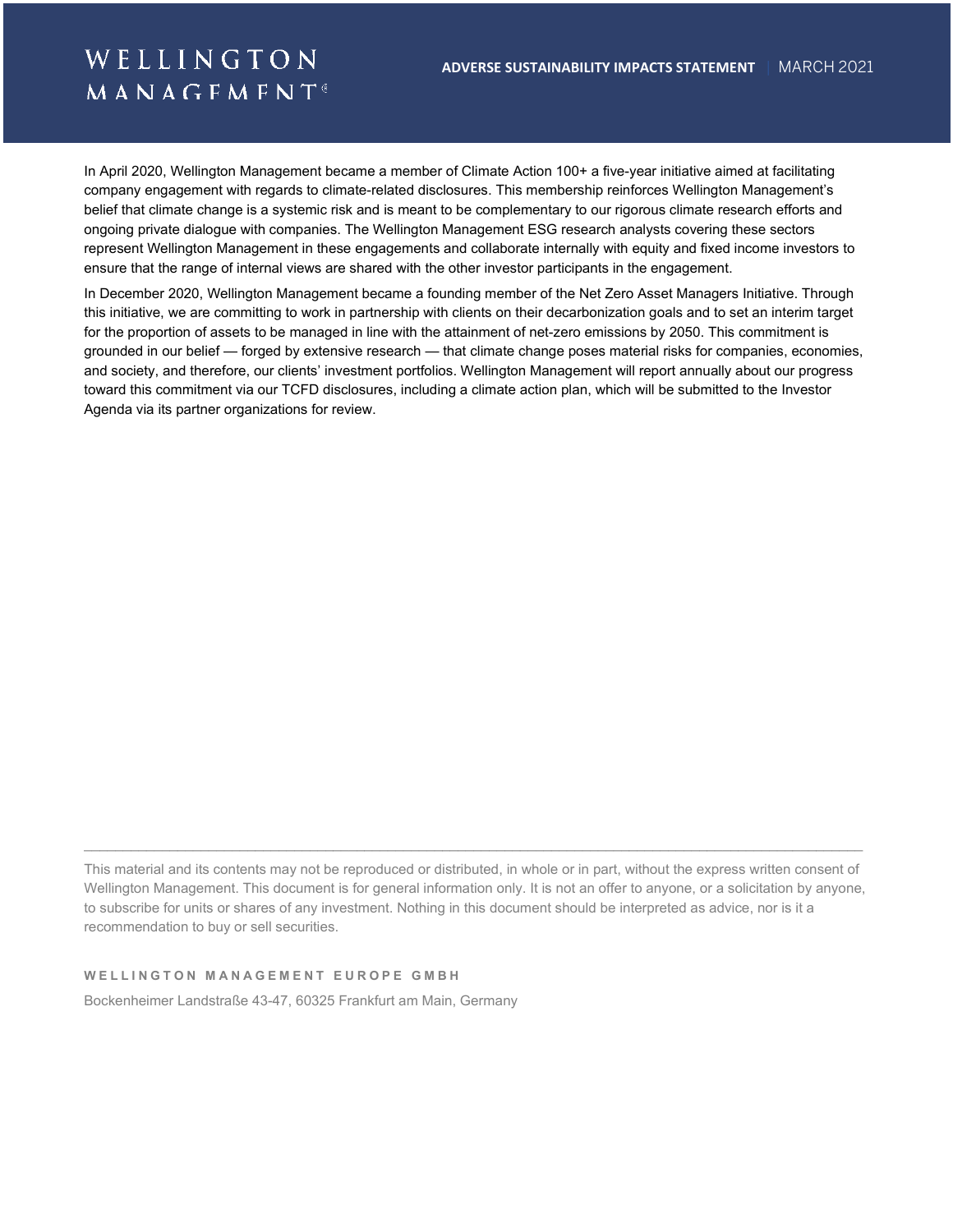In April 2020, Wellington Management became a member of Climate Action 100+ a five-year initiative aimed at facilitating company engagement with regards to climate-related disclosures. This membership reinforces Wellington Management's belief that climate change is a systemic risk and is meant to be complementary to our rigorous climate research efforts and ongoing private dialogue with companies. The Wellington Management ESG research analysts covering these sectors represent Wellington Management in these engagements and collaborate internally with equity and fixed income investors to ensure that the range of internal views are shared with the other investor participants in the engagement.

In December 2020, Wellington Management became a founding member of the Net Zero Asset Managers Initiative. Through this initiative, we are committing to work in partnership with clients on their decarbonization goals and to set an interim target for the proportion of assets to be managed in line with the attainment of net-zero emissions by 2050. This commitment is grounded in our belief — forged by extensive research — that climate change poses material risks for companies, economies, and society, and therefore, our clients' investment portfolios. Wellington Management will report annually about our progress toward this commitment via our TCFD disclosures, including a climate action plan, which will be submitted to the Investor Agenda via its partner organizations for review.

---

This material and its contents may not be reproduced or distributed, in whole or in part, without the express written consent of Wellington Management. This document is for general information only. It is not an offer to anyone, or a solicitation by anyone, to subscribe for units or shares of any investment. Nothing in this document should be interpreted as advice, nor is it a recommendation to buy or sell securities.

**WELLINGTON MANAGEMENT EUROPE GMBH**

Bockenheimer Landstraße 43-47, 60325 Frankfurt am Main, Germany